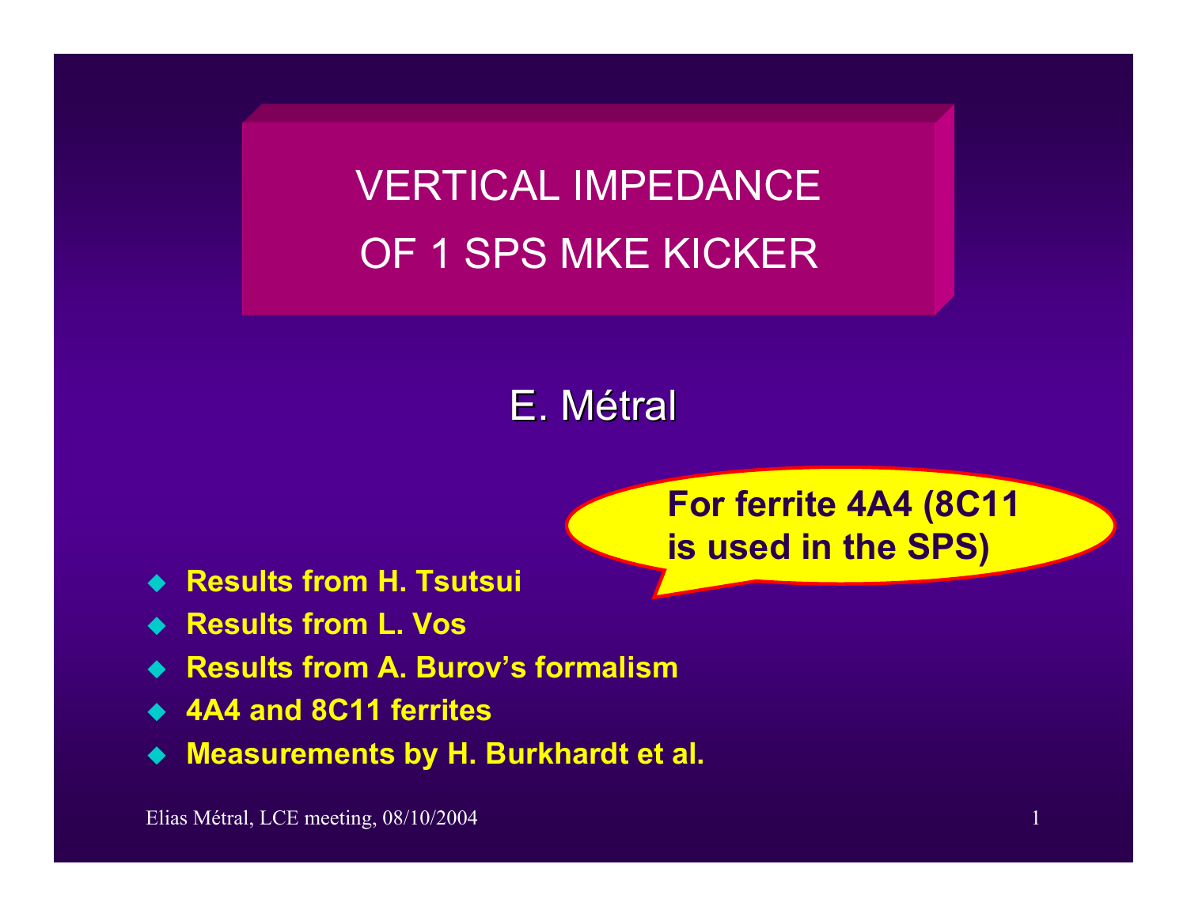# VERTICAL IMPEDANCE OF 1 SPS MKE KICKER

E. Métral

**For ferrite 4A4 (8C11 is used in the SPS)**

- **Results from H. Tsutsui**
- **Results from L. Vos**
- **Results from A. Burov's formalism**
- **4A4 and 8C11 ferrites**
- **Measurements by H. Burkhardt et al.**

Elias Métral, LCE meeting, 08/10/2004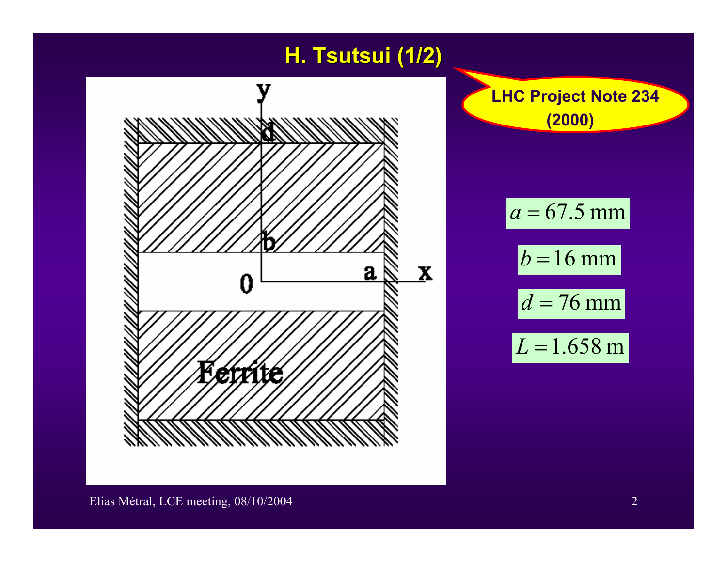# H. Tsutsui (1/2)

**LHC Project Note 234 (2000)**

$a = 67.5 \text{ mm}$

$b = 16 \text{ mm}$

$d = 76 \text{ mm}$

$L = 1.658 \text{ m}$

Elias Métral, LCE meeting, 08/10/2004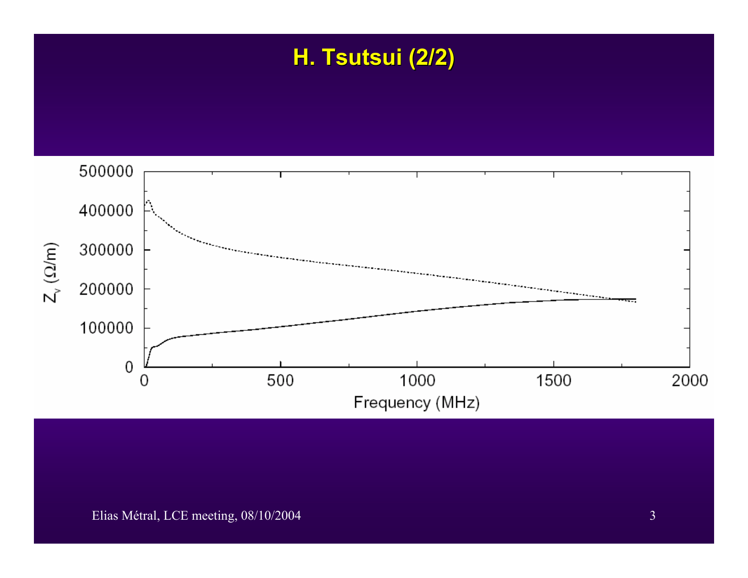# H. Tsutsui (2/2)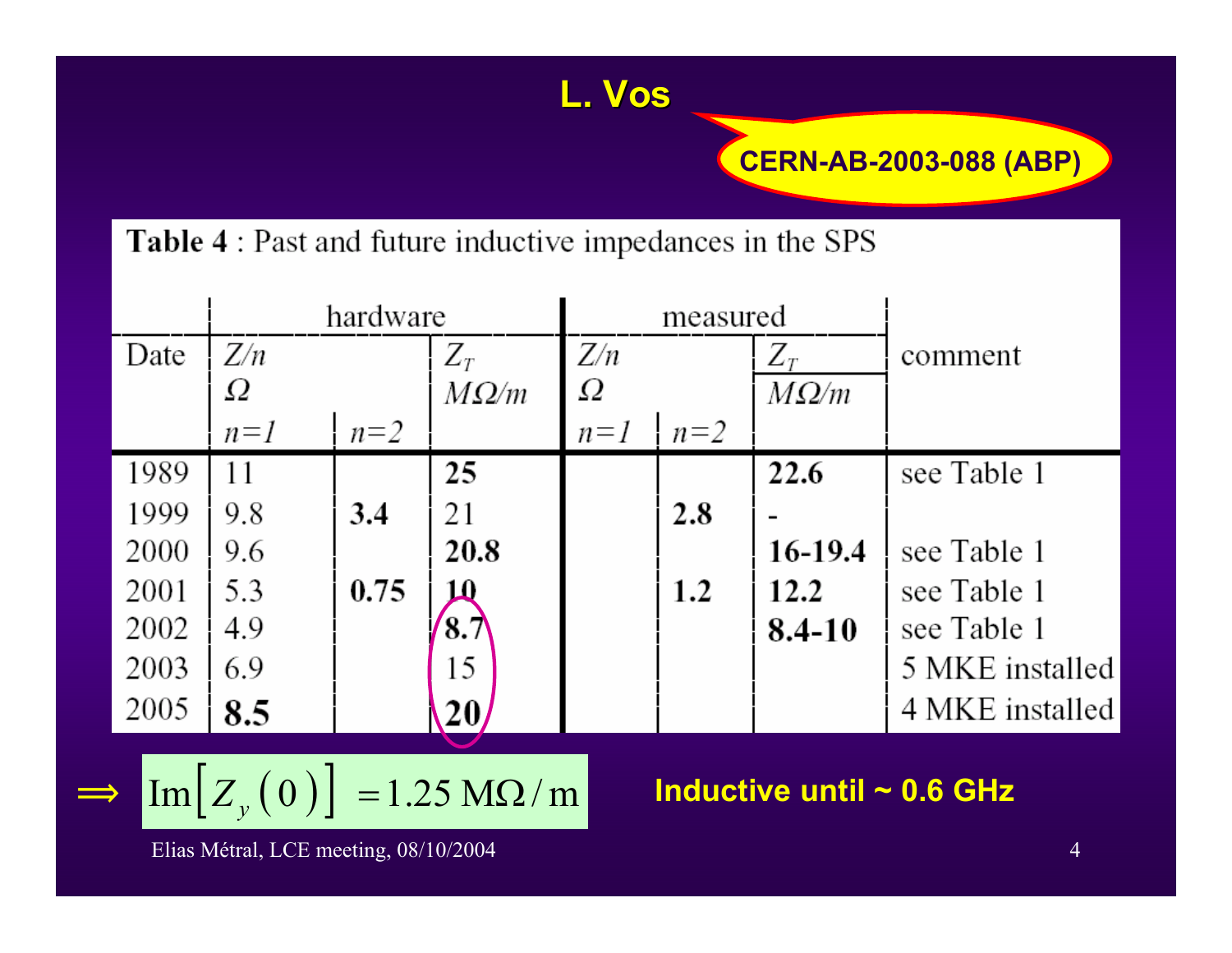# L. Vos

**CERN-AB-2003-088 (ABP)**

**Table 4** : Past and future inductive impedances in the SPS

| | hardware | | | measured | | | |
|---|---|---|---|---|---|---|---|
| Date | $Z/n$ $\Omega$ | | $Z_T$ $M\Omega/m$ | $Z/n$ $\Omega$ | | $Z_T$ $M\Omega/m$ | comment |
| | $n=1$ | $n=2$ | | $n=1$ | $n=2$ | | |
| 1989 | 11 | | **25** | | | **22.6** | see Table 1 |
| 1999 | 9.8 | **3.4** | 21 | | **2.8** | - | |
| 2000 | 9.6 | | **20.8** | | | **16-19.4** | see Table 1 |
| 2001 | 5.3 | **0.75** | **10** | | **1.2** | **12.2** | see Table 1 |
| 2002 | 4.9 | | **8.7** | | | **8.4-10** | see Table 1 |
| 2003 | 6.9 | | 15 | | | | 5 MKE installed |
| 2005 | **8.5** | | **20** | | | | 4 MKE installed |

$$\Rightarrow \quad \mathrm{Im}\left[Z_y(0)\right] = 1.25\ \mathrm{M\Omega/m}$$

**Inductive until ~ 0.6 GHz**

Elias Métral, LCE meeting, 08/10/2004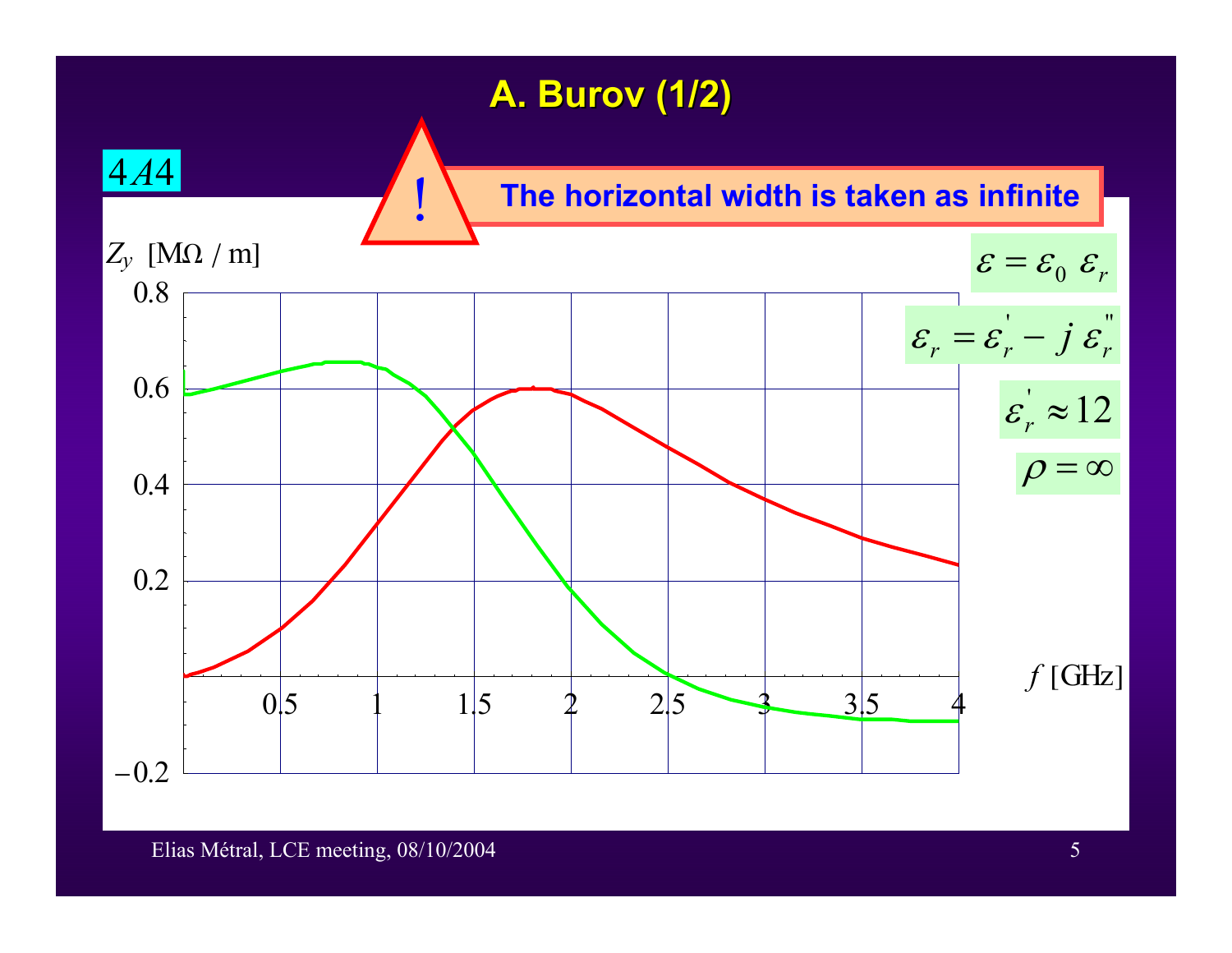# A. Burov (1/2)

$4A4$

**The horizontal width is taken as infinite**

$$\varepsilon = \varepsilon_0 \ \varepsilon_r$$

$$\varepsilon_r = \varepsilon_r^{'} - j \ \varepsilon_r^{''}$$

$$\varepsilon_r^{'} \approx 12$$

$$\rho = \infty$$

$Z_y$ [MΩ / m]

$f$ [GHz]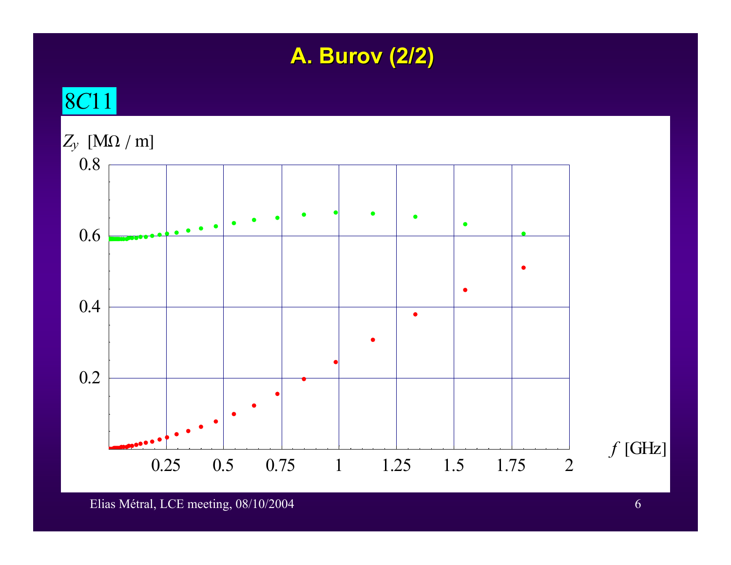# A. Burov (2/2)

8C11

$Z_y$ [MΩ / m]

$f$ [GHz]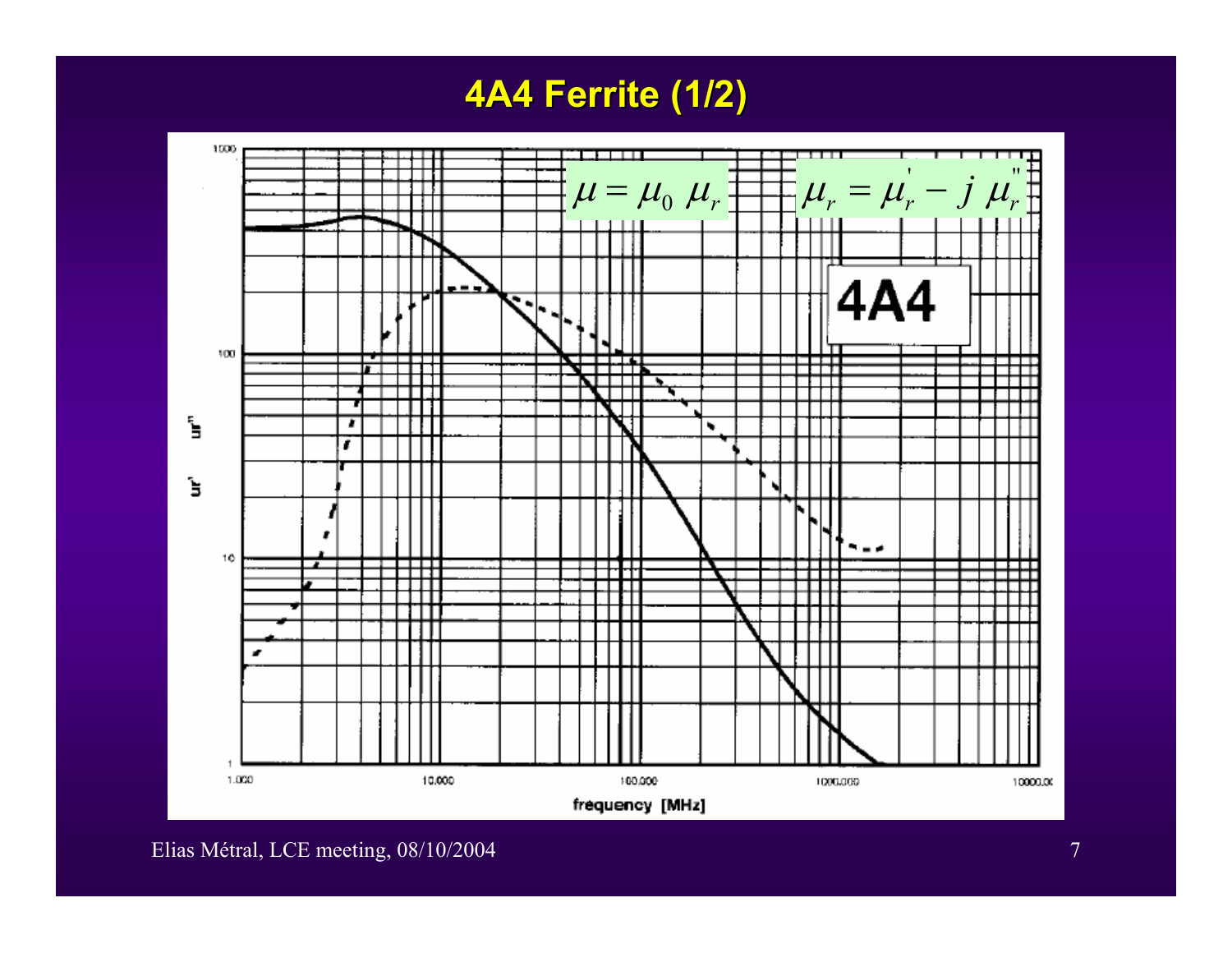# 4A4 Ferrite (1/2)

$$\mu = \mu_0 \ \mu_r$$

$$\mu_r = \mu_r^{'} - j \ \mu_r^{''}$$

4A4

ur' ur''

frequency [MHz]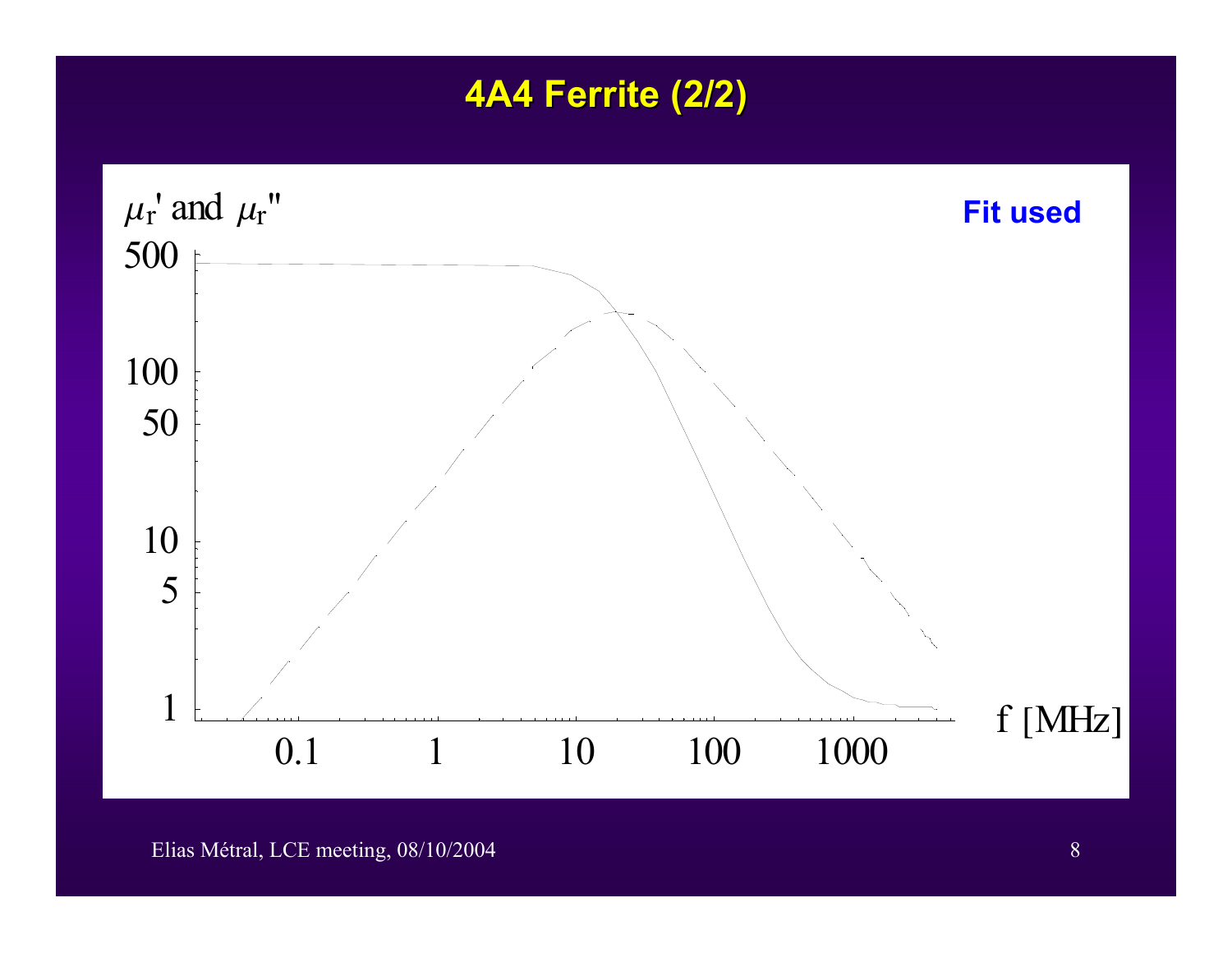# 4A4 Ferrite (2/2)

$\mu_r'$ and $\mu_r''$

**Fit used**

500

100

50

10

5

1

0.1 1 10 100 1000

f [MHz]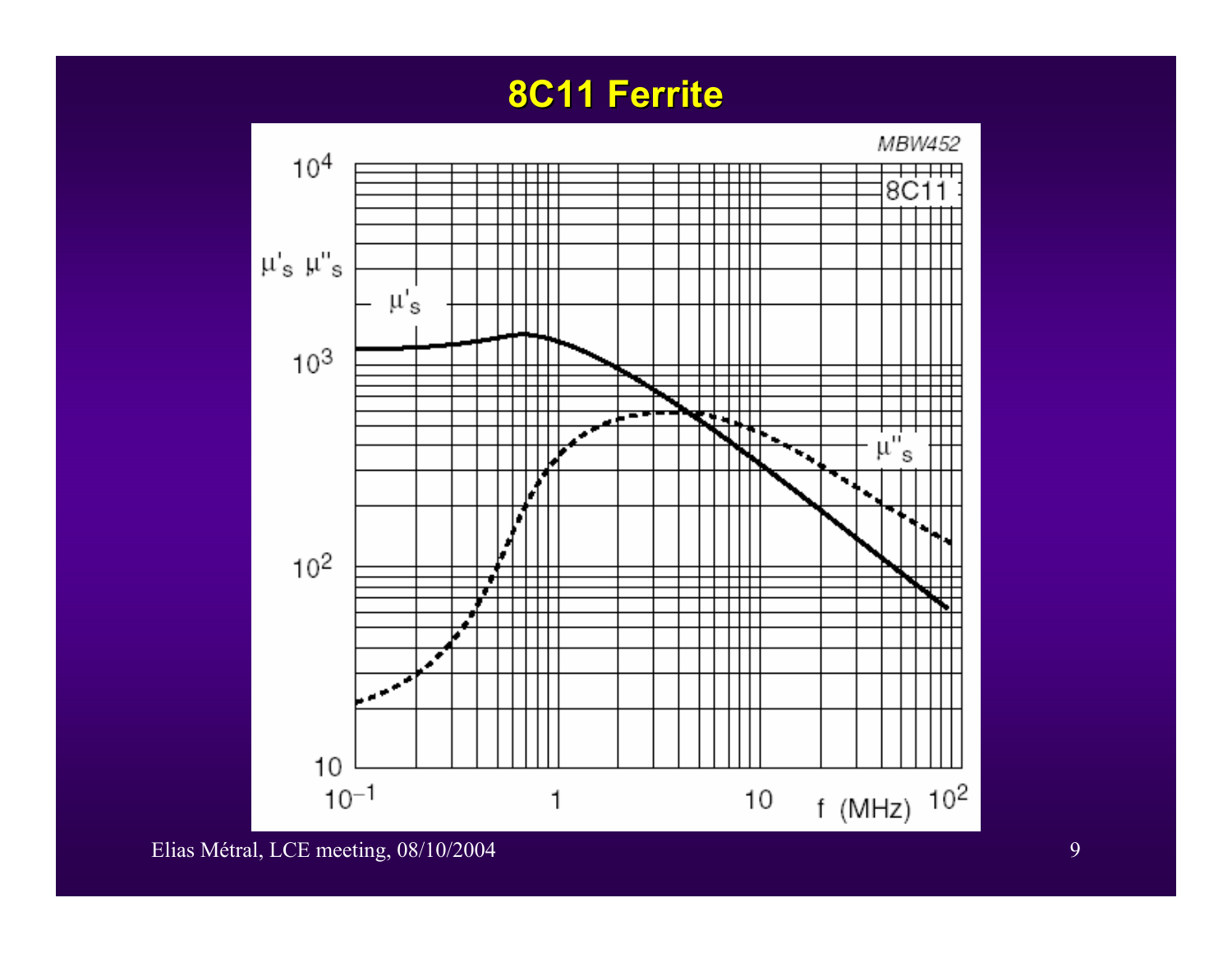# 8C11 Ferrite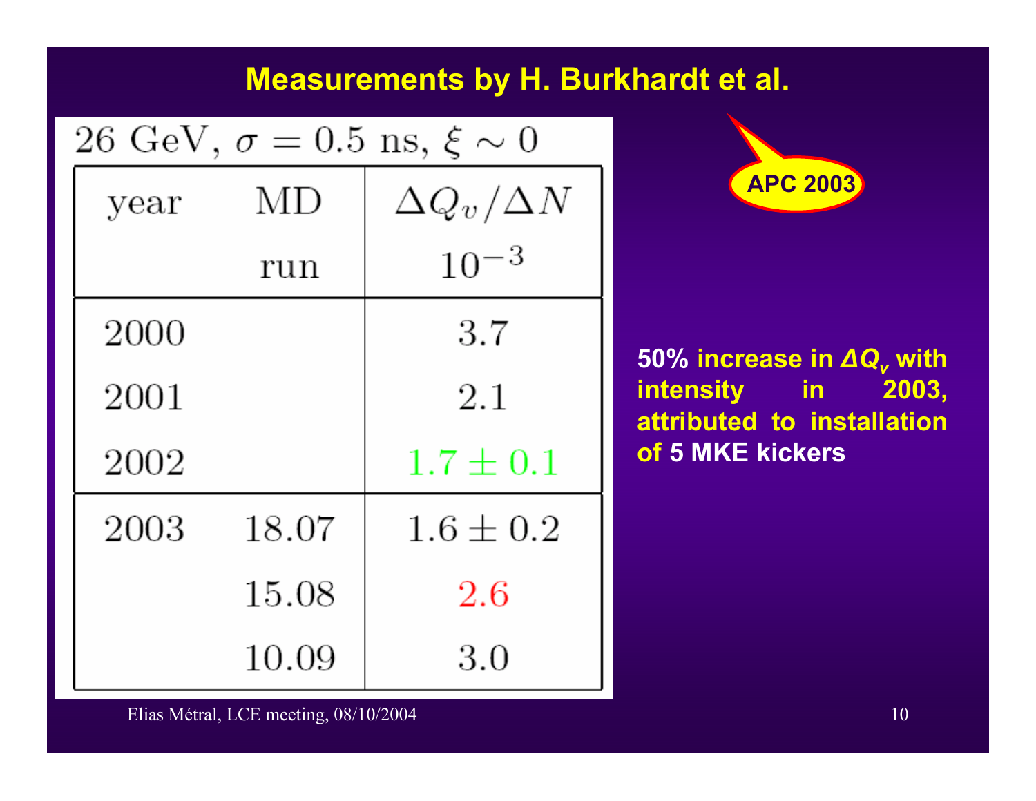# Measurements by H. Burkhardt et al.

APC 2003

$26$ GeV, $\sigma = 0.5$ ns, $\xi \sim 0$

| year | MD run | $\Delta Q_v / \Delta N$ $10^{-3}$ |
|---|---|---|
| 2000 | | 3.7 |
| 2001 | | 2.1 |
| 2002 | | $1.7 \pm 0.1$ |
| 2003 | 18.07 | $1.6 \pm 0.2$ |
| | 15.08 | 2.6 |
| | 10.09 | 3.0 |

**50% increase in $\Delta Q_v$ with intensity in 2003, attributed to installation of 5 MKE kickers**

Elias Métral, LCE meeting, 08/10/2004